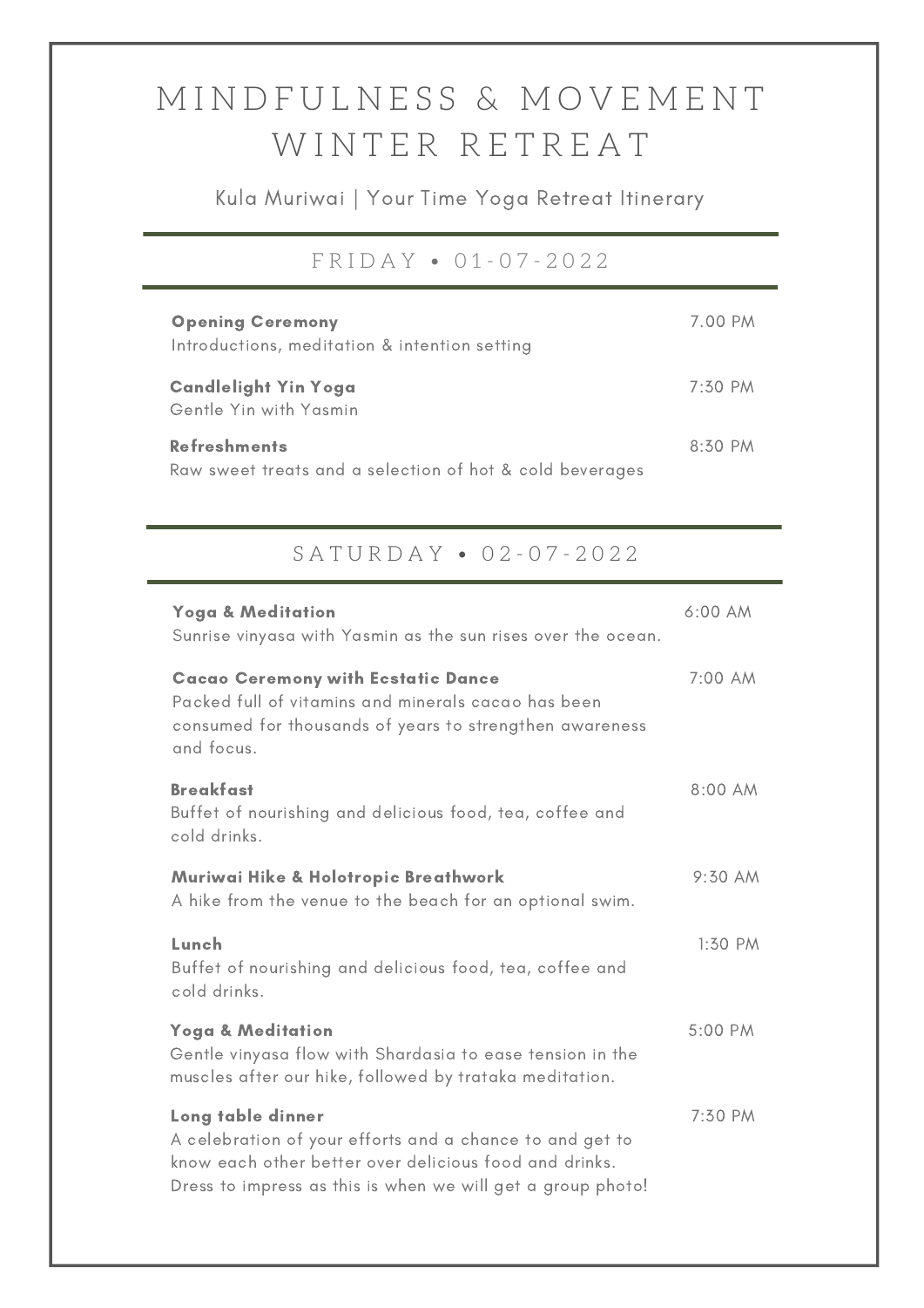# MINDFULNESS & MOVEMENT WINTER RETREAT

Kula Muriwai | Your Time Yoga Retreat Itinerary

## FRIDAY • 01-07-2022

**Opening Ceremony** — 7.00 PM
Introductions, meditation & intention setting

**Candlelight Yin Yoga** — 7:30 PM
Gentle Yin with Yasmin

**Refreshments** — 8:30 PM
Raw sweet treats and a selection of hot & cold beverages

## SATURDAY • 02-07-2022

**Yoga & Meditation** — 6:00 AM
Sunrise vinyasa with Yasmin as the sun rises over the ocean.

**Cacao Ceremony with Ecstatic Dance** — 7:00 AM
Packed full of vitamins and minerals cacao has been consumed for thousands of years to strengthen awareness and focus.

**Breakfast** — 8:00 AM
Buffet of nourishing and delicious food, tea, coffee and cold drinks.

**Muriwai Hike & Holotropic Breathwork** — 9:30 AM
A hike from the venue to the beach for an optional swim.

**Lunch** — 1:30 PM
Buffet of nourishing and delicious food, tea, coffee and cold drinks.

**Yoga & Meditation** — 5:00 PM
Gentle vinyasa flow with Shardasia to ease tension in the muscles after our hike, followed by trataka meditation.

**Long table dinner** — 7:30 PM
A celebration of your efforts and a chance to and get to know each other better over delicious food and drinks. Dress to impress as this is when we will get a group photo!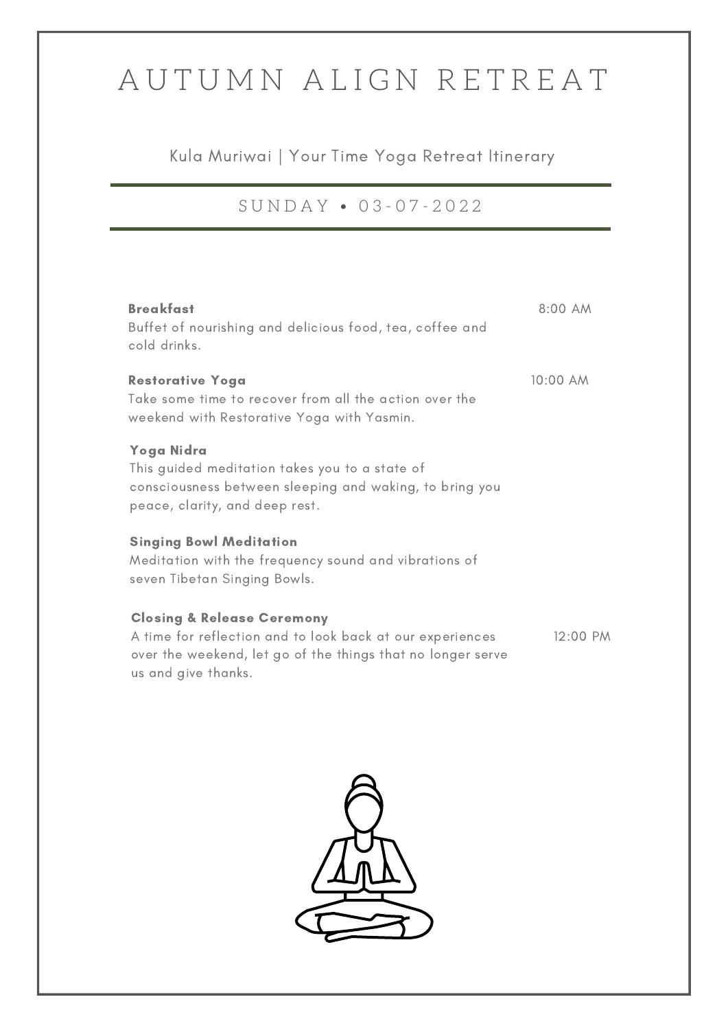# AUTUMN ALIGN RETREAT

Kula Muriwai | Your Time Yoga Retreat Itinerary

## SUNDAY • 03-07-2022

**Breakfast** 8:00 AM
Buffet of nourishing and delicious food, tea, coffee and cold drinks.

**Restorative Yoga** 10:00 AM
Take some time to recover from all the action over the weekend with Restorative Yoga with Yasmin.

**Yoga Nidra**
This guided meditation takes you to a state of consciousness between sleeping and waking, to bring you peace, clarity, and deep rest.

**Singing Bowl Meditation**
Meditation with the frequency sound and vibrations of seven Tibetan Singing Bowls.

**Closing & Release Ceremony** 12:00 PM
A time for reflection and to look back at our experiences over the weekend, let go of the things that no longer serve us and give thanks.